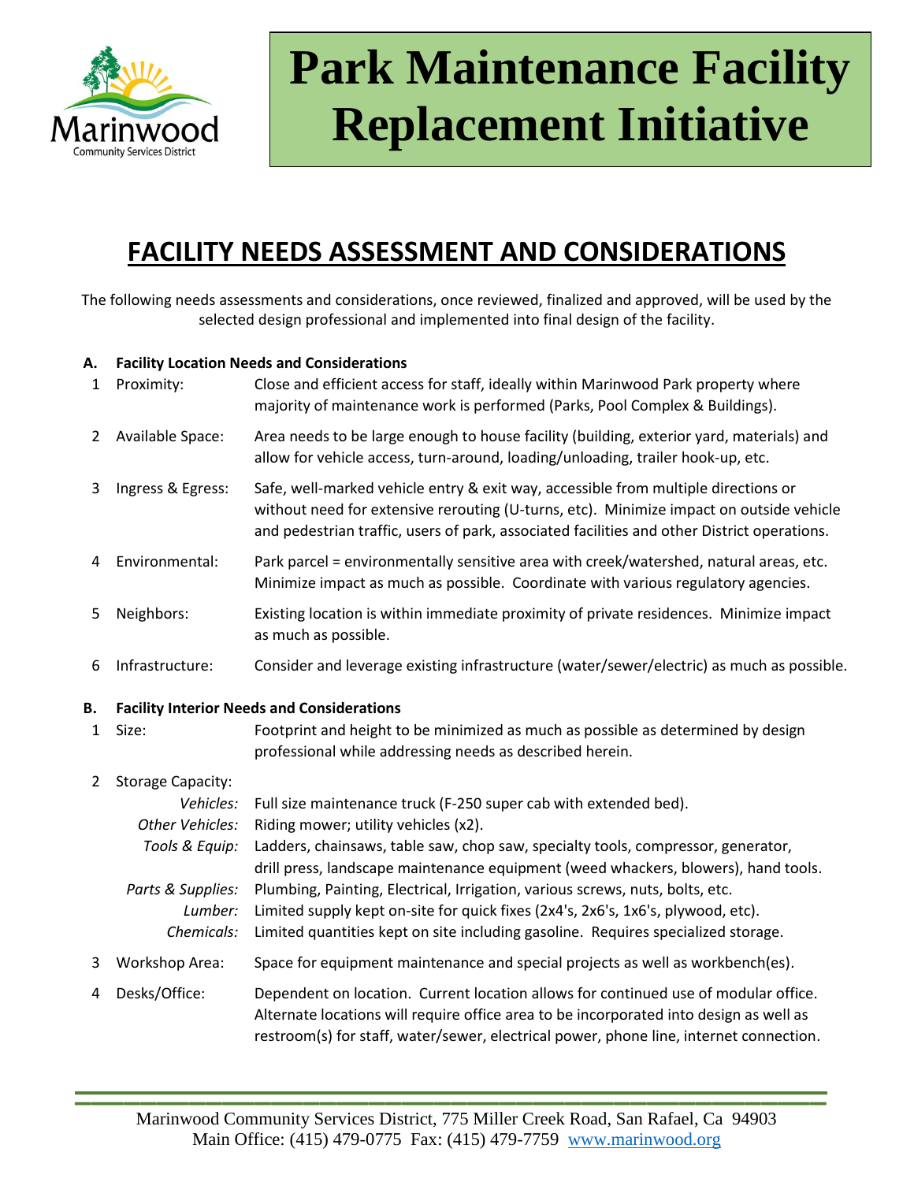# Park Maintenance Facility Replacement Initiative

## FACILITY NEEDS ASSESSMENT AND CONSIDERATIONS

The following needs assessments and considerations, once reviewed, finalized and approved, will be used by the selected design professional and implemented into final design of the facility.

**A. Facility Location Needs and Considerations**

| | | |
|---|---|---|
| 1 | Proximity: | Close and efficient access for staff, ideally within Marinwood Park property where majority of maintenance work is performed (Parks, Pool Complex & Buildings). |
| 2 | Available Space: | Area needs to be large enough to house facility (building, exterior yard, materials) and allow for vehicle access, turn-around, loading/unloading, trailer hook-up, etc. |
| 3 | Ingress & Egress: | Safe, well-marked vehicle entry & exit way, accessible from multiple directions or without need for extensive rerouting (U-turns, etc). Minimize impact on outside vehicle and pedestrian traffic, users of park, associated facilities and other District operations. |
| 4 | Environmental: | Park parcel = environmentally sensitive area with creek/watershed, natural areas, etc. Minimize impact as much as possible. Coordinate with various regulatory agencies. |
| 5 | Neighbors: | Existing location is within immediate proximity of private residences. Minimize impact as much as possible. |
| 6 | Infrastructure: | Consider and leverage existing infrastructure (water/sewer/electric) as much as possible. |

**B. Facility Interior Needs and Considerations**

| | | |
|---|---|---|
| 1 | Size: | Footprint and height to be minimized as much as possible as determined by design professional while addressing needs as described herein. |
| 2 | Storage Capacity: | |
| | *Vehicles:* | Full size maintenance truck (F-250 super cab with extended bed). |
| | *Other Vehicles:* | Riding mower; utility vehicles (x2). |
| | *Tools & Equip:* | Ladders, chainsaws, table saw, chop saw, specialty tools, compressor, generator, drill press, landscape maintenance equipment (weed whackers, blowers), hand tools. |
| | *Parts & Supplies:* | Plumbing, Painting, Electrical, Irrigation, various screws, nuts, bolts, etc. |
| | *Lumber:* | Limited supply kept on-site for quick fixes (2x4's, 2x6's, 1x6's, plywood, etc). |
| | *Chemicals:* | Limited quantities kept on site including gasoline. Requires specialized storage. |
| 3 | Workshop Area: | Space for equipment maintenance and special projects as well as workbench(es). |
| 4 | Desks/Office: | Dependent on location. Current location allows for continued use of modular office. Alternate locations will require office area to be incorporated into design as well as restroom(s) for staff, water/sewer, electrical power, phone line, internet connection. |

Marinwood Community Services District, 775 Miller Creek Road, San Rafael, Ca 94903
Main Office: (415) 479-0775 Fax: (415) 479-7759 www.marinwood.org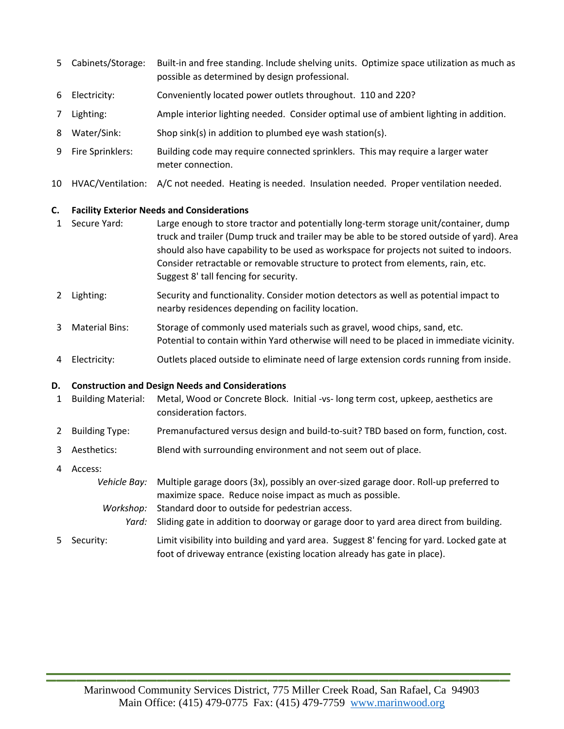| | | |
|---|---|---|
| 5 | Cabinets/Storage: | Built-in and free standing. Include shelving units. Optimize space utilization as much as possible as determined by design professional. |
| 6 | Electricity: | Conveniently located power outlets throughout. 110 and 220? |
| 7 | Lighting: | Ample interior lighting needed. Consider optimal use of ambient lighting in addition. |
| 8 | Water/Sink: | Shop sink(s) in addition to plumbed eye wash station(s). |
| 9 | Fire Sprinklers: | Building code may require connected sprinklers. This may require a larger water meter connection. |
| 10 | HVAC/Ventilation: | A/C not needed. Heating is needed. Insulation needed. Proper ventilation needed. |

**C. Facility Exterior Needs and Considerations**

| | | |
|---|---|---|
| 1 | Secure Yard: | Large enough to store tractor and potentially long-term storage unit/container, dump truck and trailer (Dump truck and trailer may be able to be stored outside of yard). Area should also have capability to be used as workspace for projects not suited to indoors. Consider retractable or removable structure to protect from elements, rain, etc. Suggest 8' tall fencing for security. |
| 2 | Lighting: | Security and functionality. Consider motion detectors as well as potential impact to nearby residences depending on facility location. |
| 3 | Material Bins: | Storage of commonly used materials such as gravel, wood chips, sand, etc. Potential to contain within Yard otherwise will need to be placed in immediate vicinity. |
| 4 | Electricity: | Outlets placed outside to eliminate need of large extension cords running from inside. |

**D. Construction and Design Needs and Considerations**

| | | |
|---|---|---|
| 1 | Building Material: | Metal, Wood or Concrete Block. Initial -vs- long term cost, upkeep, aesthetics are consideration factors. |
| 2 | Building Type: | Premanufactured versus design and build-to-suit? TBD based on form, function, cost. |
| 3 | Aesthetics: | Blend with surrounding environment and not seem out of place. |
| 4 | Access: | |
| | *Vehicle Bay:* | Multiple garage doors (3x), possibly an over-sized garage door. Roll-up preferred to maximize space. Reduce noise impact as much as possible. |
| | *Workshop:* | Standard door to outside for pedestrian access. |
| | *Yard:* | Sliding gate in addition to doorway or garage door to yard area direct from building. |
| 5 | Security: | Limit visibility into building and yard area. Suggest 8' fencing for yard. Locked gate at foot of driveway entrance (existing location already has gate in place). |